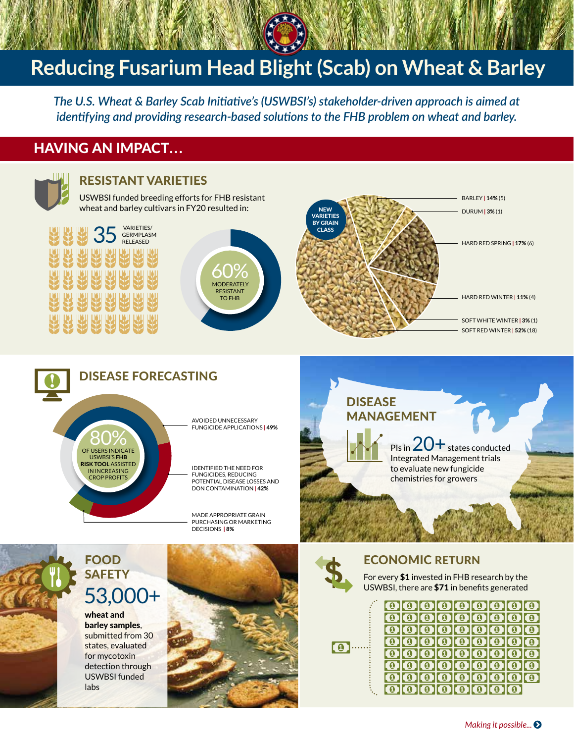# Reducing Fusarium Head Blight (Scab) on Wheat & Barley

*The U.S. Wheat & Barley Scab Initiative's (USWBSI's) stakeholder-driven approach is aimed at identifying and providing research-based solutions to the FHB problem on wheat and barley.*

## HAVING AN IMPACT…

### RESISTANT VARIETIES

USWBSI funded breeding efforts for FHB resistant wheat and barley cultivars in FY20 resulted in:

**35** VARIETIES/ GERMPLASM RELEASED

**60%** MODERATELY RESISTANT TO FHB

NEW VARIETIES BY GRAIN CLASS

- BARLEY | **14%** (5)
- DURUM | **3%** (1)
- HARD RED SPRING | **17%** (6)
- HARD RED WINTER | **11%** (4)
- SOFT WHITE WINTER | **3%** (1)
- SOFT RED WINTER | **52%** (18)

### DISEASE FORECASTING

**80%** OF USERS INDICATE USWBSI'S **FHB RISK TOOL** ASSISTED IN INCREASING CROP PROFITS

- AVOIDED UNNECESSARY FUNGICIDE APPLICATIONS | **49%**
- IDENTIFIED THE NEED FOR FUNGICIDES, REDUCING POTENTIAL DISEASE LOSSES AND DON CONTAMINATION | **42%**
- MADE APPROPRIATE GRAIN PURCHASING OR MARKETING DECISIONS | **8%**

### DISEASE MANAGEMENT

PIs in **20+** states conducted Integrated Management trials to evaluate new fungicide chemistries for growers

### FOOD SAFETY

**53,000+**

**wheat and barley samples**, submitted from 30 states, evaluated for mycotoxin detection through USWBSI funded labs

### ECONOMIC RETURN

For every **$1** invested in FHB research by the USWBSI, there are **$71** in benefits generated

*Making it possible...*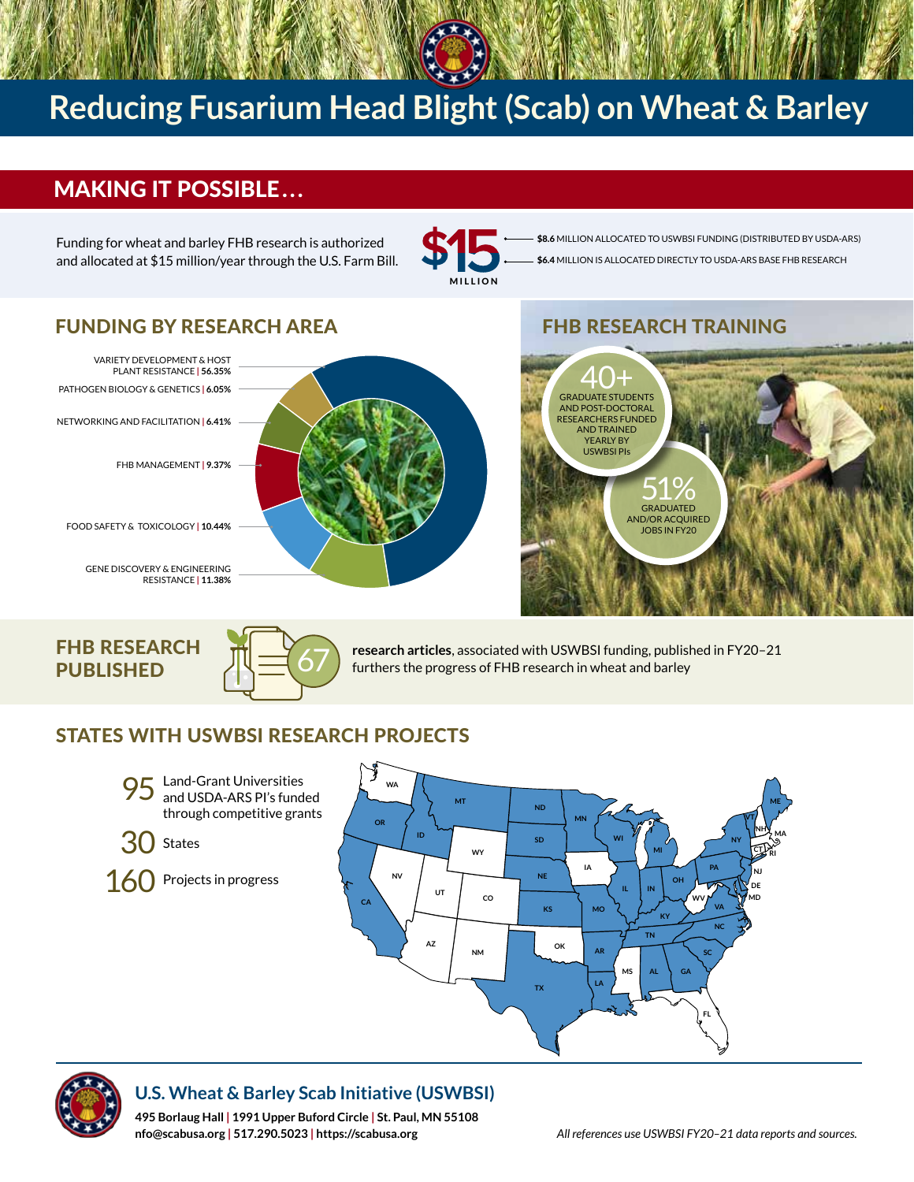// Reducing Fusarium Head Blight (Scab) on Wheat & Barley

## MAKING IT POSSIBLE…

Funding for wheat and barley FHB research is authorized and allocated at $15 million/year through the U.S. Farm Bill.

$15 MILLION

**$8.6** MILLION ALLOCATED TO USWBSI FUNDING (DISTRIBUTED BY USDA-ARS)

**$6.4** MILLION IS ALLOCATED DIRECTLY TO USDA-ARS BASE FHB RESEARCH

## FUNDING BY RESEARCH AREA

VARIETY DEVELOPMENT & HOST PLANT RESISTANCE | **56.35%**

PATHOGEN BIOLOGY & GENETICS | **6.05%**

NETWORKING AND FACILITATION | **6.41%**

FHB MANAGEMENT | **9.37%**

FOOD SAFETY & TOXICOLOGY | **10.44%**

GENE DISCOVERY & ENGINEERING RESISTANCE | **11.38%**

## FHB RESEARCH TRAINING

40+

GRADUATE STUDENTS AND POST-DOCTORAL RESEARCHERS FUNDED AND TRAINED YEARLY BY USWBSI PIs

51%

GRADUATED AND/OR ACQUIRED JOBS IN FY20

## FHB RESEARCH PUBLISHED

67

**research articles**, associated with USWBSI funding, published in FY20–21 furthers the progress of FHB research in wheat and barley

## STATES WITH USWBSI RESEARCH PROJECTS

95 Land-Grant Universities and USDA-ARS PI's funded through competitive grants

30 States

160 Projects in progress

WA, OR, CA, ID, NV, MT, WY, UT, AZ, CO, NM, ND, SD, NE, KS, OK, TX, MN, IA, MO, AR, LA, WI, IL, MS, MI, IN, KY, TN, AL, OH, GA, FL, PA, WV, VA, NC, SC, NY, ME, VT, NH, MA, CT, RI, NJ, DE, MD

### U.S. Wheat & Barley Scab Initiative (USWBSI)

**495 Borlaug Hall | 1991 Upper Buford Circle | St. Paul, MN 55108**
**nfo@scabusa.org | 517.290.5023 | https://scabusa.org**

*All references use USWBSI FY20–21 data reports and sources.*